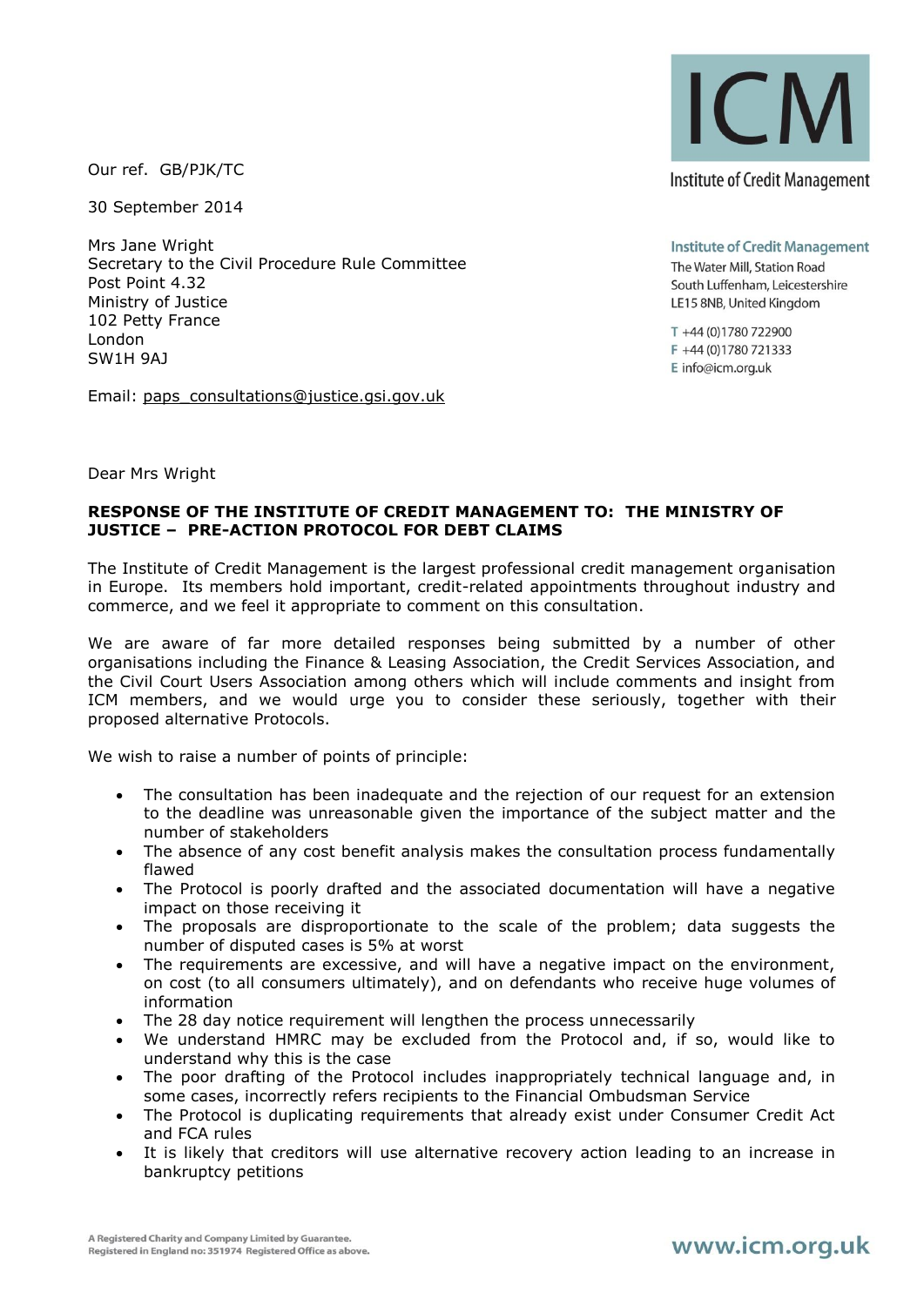Institute of Credit Management

**Institute of Credit Management**
The Water Mill, Station Road
South Luffenham, Leicestershire
LE15 8NB, United Kingdom

T +44 (0)1780 722900
F +44 (0)1780 721333
E info@icm.org.uk

Our ref. GB/PJK/TC

30 September 2014

Mrs Jane Wright
Secretary to the Civil Procedure Rule Committee
Post Point 4.32
Ministry of Justice
102 Petty France
London
SW1H 9AJ

Email: paps_consultations@justice.gsi.gov.uk

Dear Mrs Wright

**RESPONSE OF THE INSTITUTE OF CREDIT MANAGEMENT TO: THE MINISTRY OF JUSTICE – PRE-ACTION PROTOCOL FOR DEBT CLAIMS**

The Institute of Credit Management is the largest professional credit management organisation in Europe. Its members hold important, credit-related appointments throughout industry and commerce, and we feel it appropriate to comment on this consultation.

We are aware of far more detailed responses being submitted by a number of other organisations including the Finance & Leasing Association, the Credit Services Association, and the Civil Court Users Association among others which will include comments and insight from ICM members, and we would urge you to consider these seriously, together with their proposed alternative Protocols.

We wish to raise a number of points of principle:

- The consultation has been inadequate and the rejection of our request for an extension to the deadline was unreasonable given the importance of the subject matter and the number of stakeholders
- The absence of any cost benefit analysis makes the consultation process fundamentally flawed
- The Protocol is poorly drafted and the associated documentation will have a negative impact on those receiving it
- The proposals are disproportionate to the scale of the problem; data suggests the number of disputed cases is 5% at worst
- The requirements are excessive, and will have a negative impact on the environment, on cost (to all consumers ultimately), and on defendants who receive huge volumes of information
- The 28 day notice requirement will lengthen the process unnecessarily
- We understand HMRC may be excluded from the Protocol and, if so, would like to understand why this is the case
- The poor drafting of the Protocol includes inappropriately technical language and, in some cases, incorrectly refers recipients to the Financial Ombudsman Service
- The Protocol is duplicating requirements that already exist under Consumer Credit Act and FCA rules
- It is likely that creditors will use alternative recovery action leading to an increase in bankruptcy petitions

A Registered Charity and Company Limited by Guarantee.
Registered in England no: 351974 Registered Office as above.

www.icm.org.uk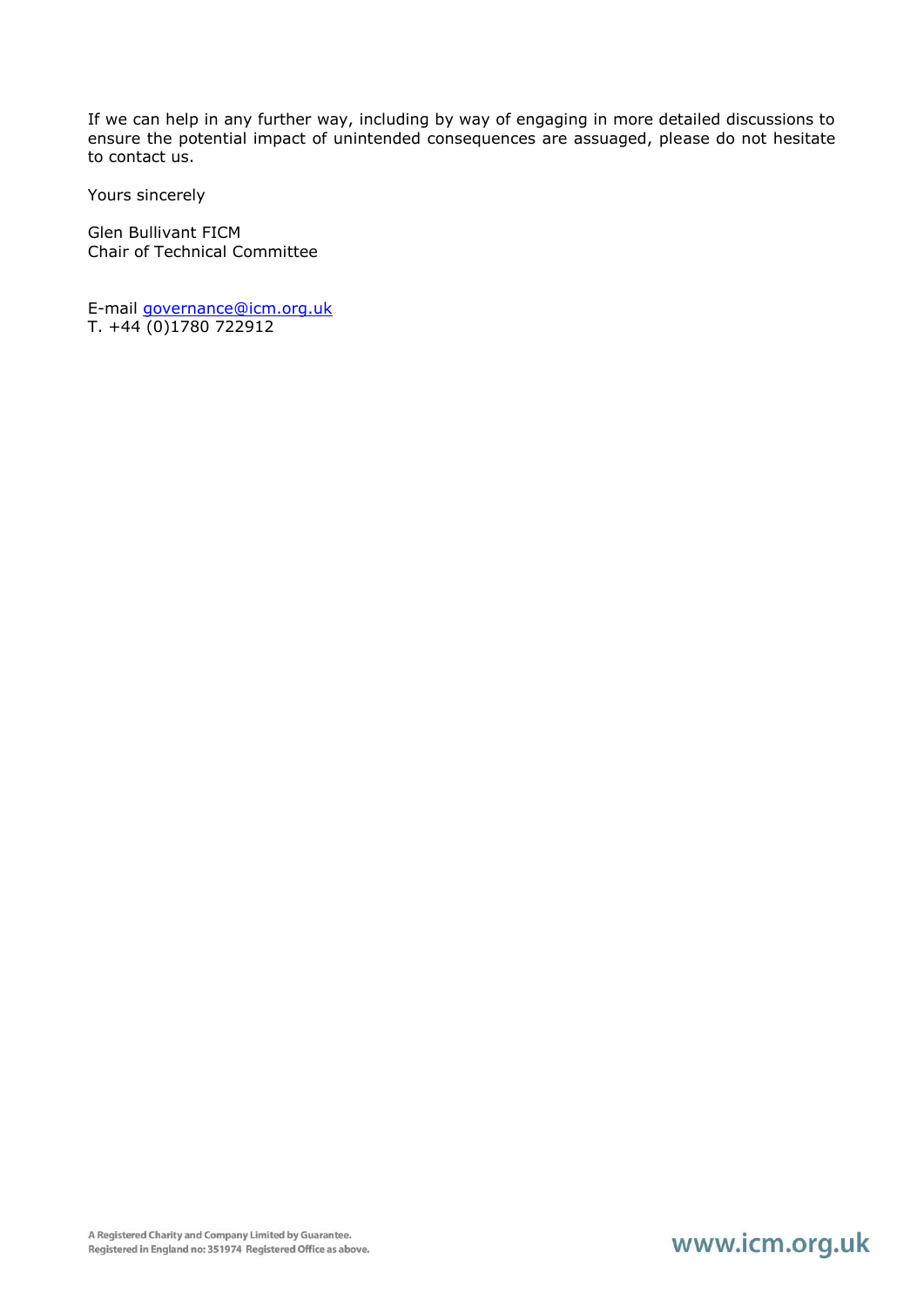If we can help in any further way, including by way of engaging in more detailed discussions to ensure the potential impact of unintended consequences are assuaged, please do not hesitate to contact us.

Yours sincerely

Glen Bullivant FICM
Chair of Technical Committee

E-mail governance@icm.org.uk
T. +44 (0)1780 722912

A Registered Charity and Company Limited by Guarantee.
Registered in England no: 351974 Registered Office as above.

www.icm.org.uk